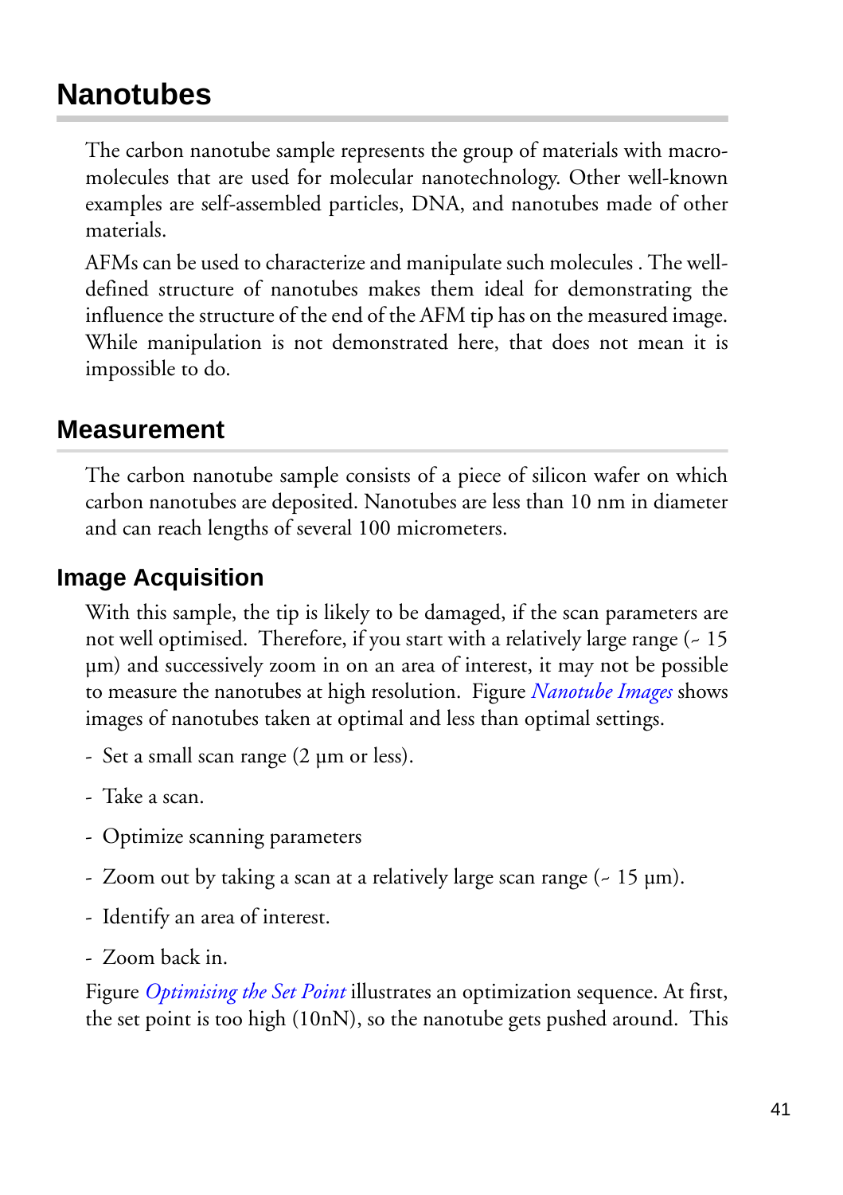# Nanotubes

The carbon nanotube sample represents the group of materials with macro-molecules that are used for molecular nanotechnology. Other well-known examples are self-assembled particles, DNA, and nanotubes made of other materials.

AFMs can be used to characterize and manipulate such molecules . The well-defined structure of nanotubes makes them ideal for demonstrating the influence the structure of the end of the AFM tip has on the measured image. While manipulation is not demonstrated here, that does not mean it is impossible to do.

## Measurement

The carbon nanotube sample consists of a piece of silicon wafer on which carbon nanotubes are deposited. Nanotubes are less than 10 nm in diameter and can reach lengths of several 100 micrometers.

### Image Acquisition

With this sample, the tip is likely to be damaged, if the scan parameters are not well optimised. Therefore, if you start with a relatively large range (~ 15 µm) and successively zoom in on an area of interest, it may not be possible to measure the nanotubes at high resolution. Figure *Nanotube Images* shows images of nanotubes taken at optimal and less than optimal settings.

- Set a small scan range (2 µm or less).
- Take a scan.
- Optimize scanning parameters
- Zoom out by taking a scan at a relatively large scan range (~ 15 µm).
- Identify an area of interest.
- Zoom back in.

Figure *Optimising the Set Point* illustrates an optimization sequence. At first, the set point is too high (10nN), so the nanotube gets pushed around. This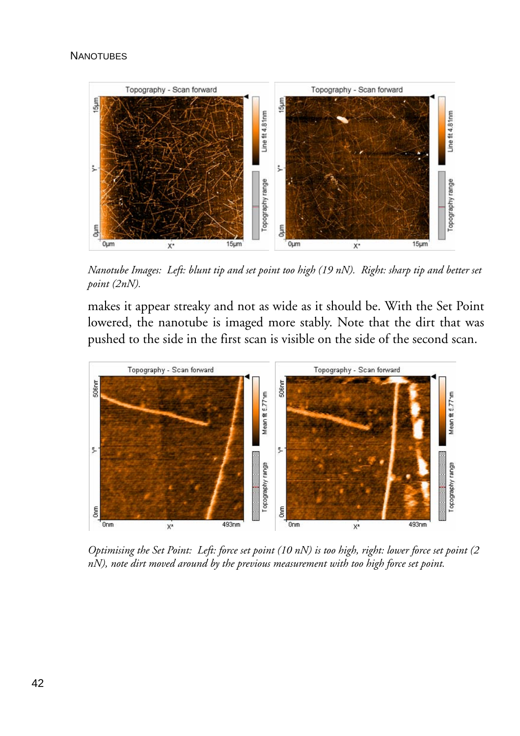*Nanotube Images: Left: blunt tip and set point too high (19 nN). Right: sharp tip and better set point (2nN).*

makes it appear streaky and not as wide as it should be. With the Set Point lowered, the nanotube is imaged more stably. Note that the dirt that was pushed to the side in the first scan is visible on the side of the second scan.

*Optimising the Set Point: Left: force set point (10 nN) is too high, right: lower force set point (2 nN), note dirt moved around by the previous measurement with too high force set point.*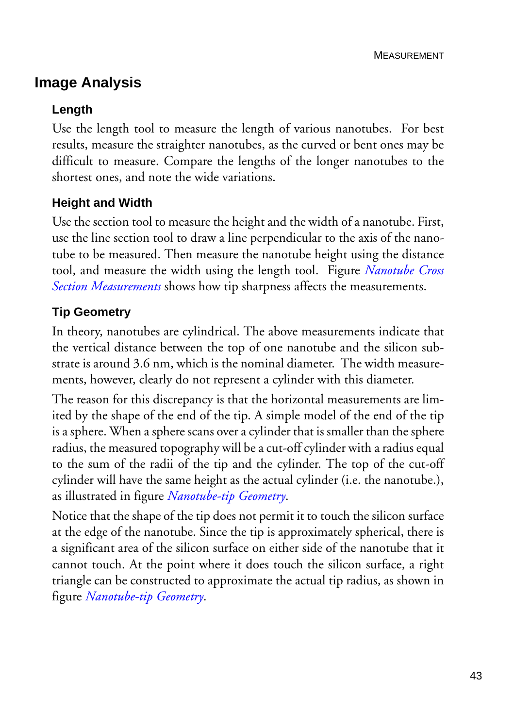## Image Analysis

### Length

Use the length tool to measure the length of various nanotubes. For best results, measure the straighter nanotubes, as the curved or bent ones may be difficult to measure. Compare the lengths of the longer nanotubes to the shortest ones, and note the wide variations.

### Height and Width

Use the section tool to measure the height and the width of a nanotube. First, use the line section tool to draw a line perpendicular to the axis of the nanotube to be measured. Then measure the nanotube height using the distance tool, and measure the width using the length tool. Figure *Nanotube Cross Section Measurements* shows how tip sharpness affects the measurements.

### Tip Geometry

In theory, nanotubes are cylindrical. The above measurements indicate that the vertical distance between the top of one nanotube and the silicon substrate is around 3.6 nm, which is the nominal diameter. The width measurements, however, clearly do not represent a cylinder with this diameter.

The reason for this discrepancy is that the horizontal measurements are limited by the shape of the end of the tip. A simple model of the end of the tip is a sphere. When a sphere scans over a cylinder that is smaller than the sphere radius, the measured topography will be a cut-off cylinder with a radius equal to the sum of the radii of the tip and the cylinder. The top of the cut-off cylinder will have the same height as the actual cylinder (i.e. the nanotube.), as illustrated in figure *Nanotube-tip Geometry*.

Notice that the shape of the tip does not permit it to touch the silicon surface at the edge of the nanotube. Since the tip is approximately spherical, there is a significant area of the silicon surface on either side of the nanotube that it cannot touch. At the point where it does touch the silicon surface, a right triangle can be constructed to approximate the actual tip radius, as shown in figure *Nanotube-tip Geometry*.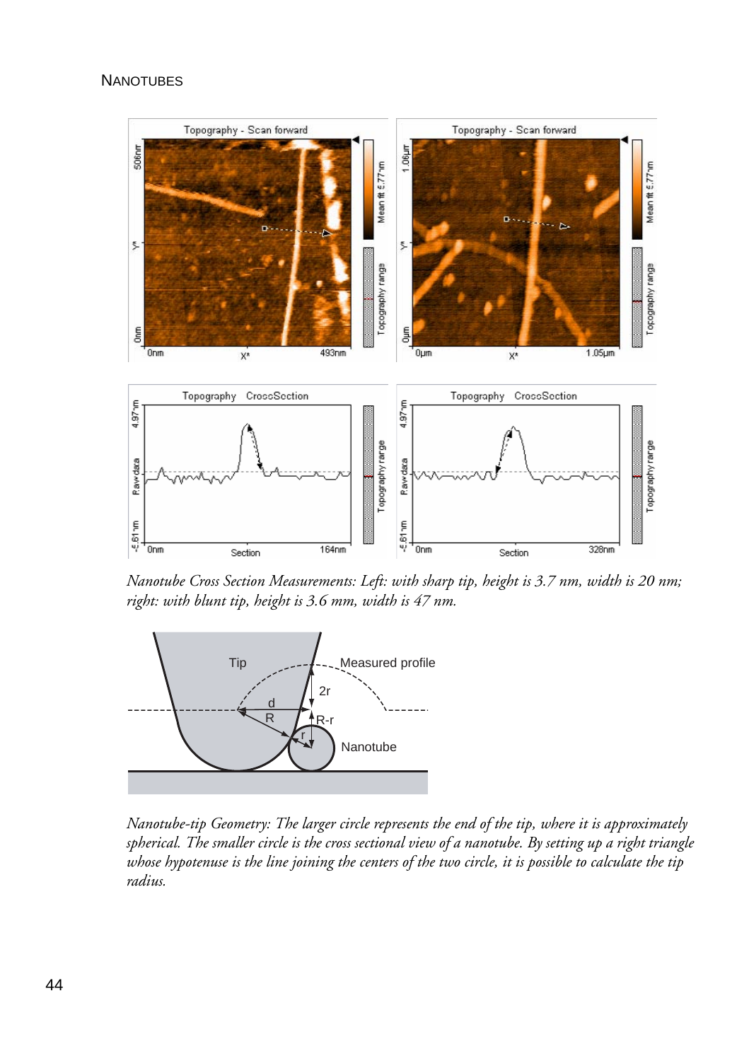*Nanotube Cross Section Measurements: Left: with sharp tip, height is 3.7 nm, width is 20 nm; right: with blunt tip, height is 3.6 mm, width is 47 nm.*

*Nanotube-tip Geometry: The larger circle represents the end of the tip, where it is approximately spherical. The smaller circle is the cross sectional view of a nanotube. By setting up a right triangle whose hypotenuse is the line joining the centers of the two circle, it is possible to calculate the tip radius.*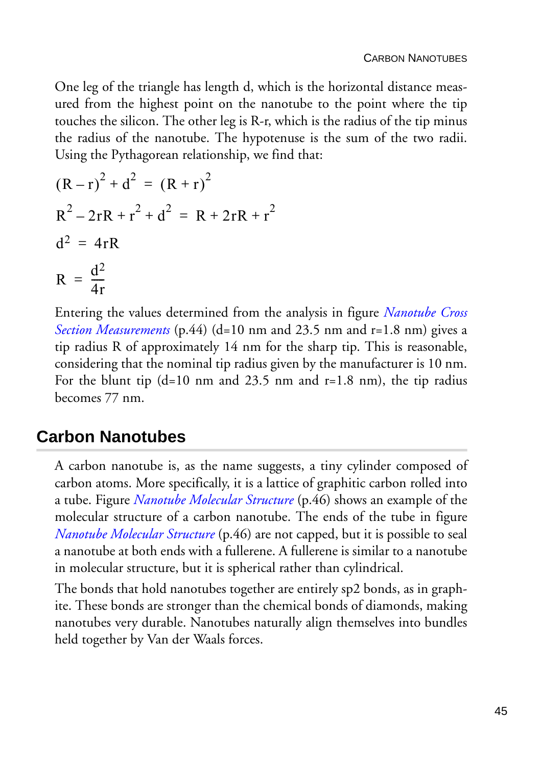One leg of the triangle has length d, which is the horizontal distance measured from the highest point on the nanotube to the point where the tip touches the silicon. The other leg is R-r, which is the radius of the tip minus the radius of the nanotube. The hypotenuse is the sum of the two radii. Using the Pythagorean relationship, we find that:

$$(R - r)^2 + d^2 = (R + r)^2$$

$$R^2 - 2rR + r^2 + d^2 = R + 2rR + r^2$$

$$d^2 = 4rR$$

$$R = \frac{d^2}{4r}$$

Entering the values determined from the analysis in figure *Nanotube Cross Section Measurements* (p.44) (d=10 nm and 23.5 nm and r=1.8 nm) gives a tip radius R of approximately 14 nm for the sharp tip. This is reasonable, considering that the nominal tip radius given by the manufacturer is 10 nm. For the blunt tip (d=10 nm and 23.5 nm and r=1.8 nm), the tip radius becomes 77 nm.

## Carbon Nanotubes

A carbon nanotube is, as the name suggests, a tiny cylinder composed of carbon atoms. More specifically, it is a lattice of graphitic carbon rolled into a tube. Figure *Nanotube Molecular Structure* (p.46) shows an example of the molecular structure of a carbon nanotube. The ends of the tube in figure *Nanotube Molecular Structure* (p.46) are not capped, but it is possible to seal a nanotube at both ends with a fullerene. A fullerene is similar to a nanotube in molecular structure, but it is spherical rather than cylindrical.

The bonds that hold nanotubes together are entirely sp2 bonds, as in graphite. These bonds are stronger than the chemical bonds of diamonds, making nanotubes very durable. Nanotubes naturally align themselves into bundles held together by Van der Waals forces.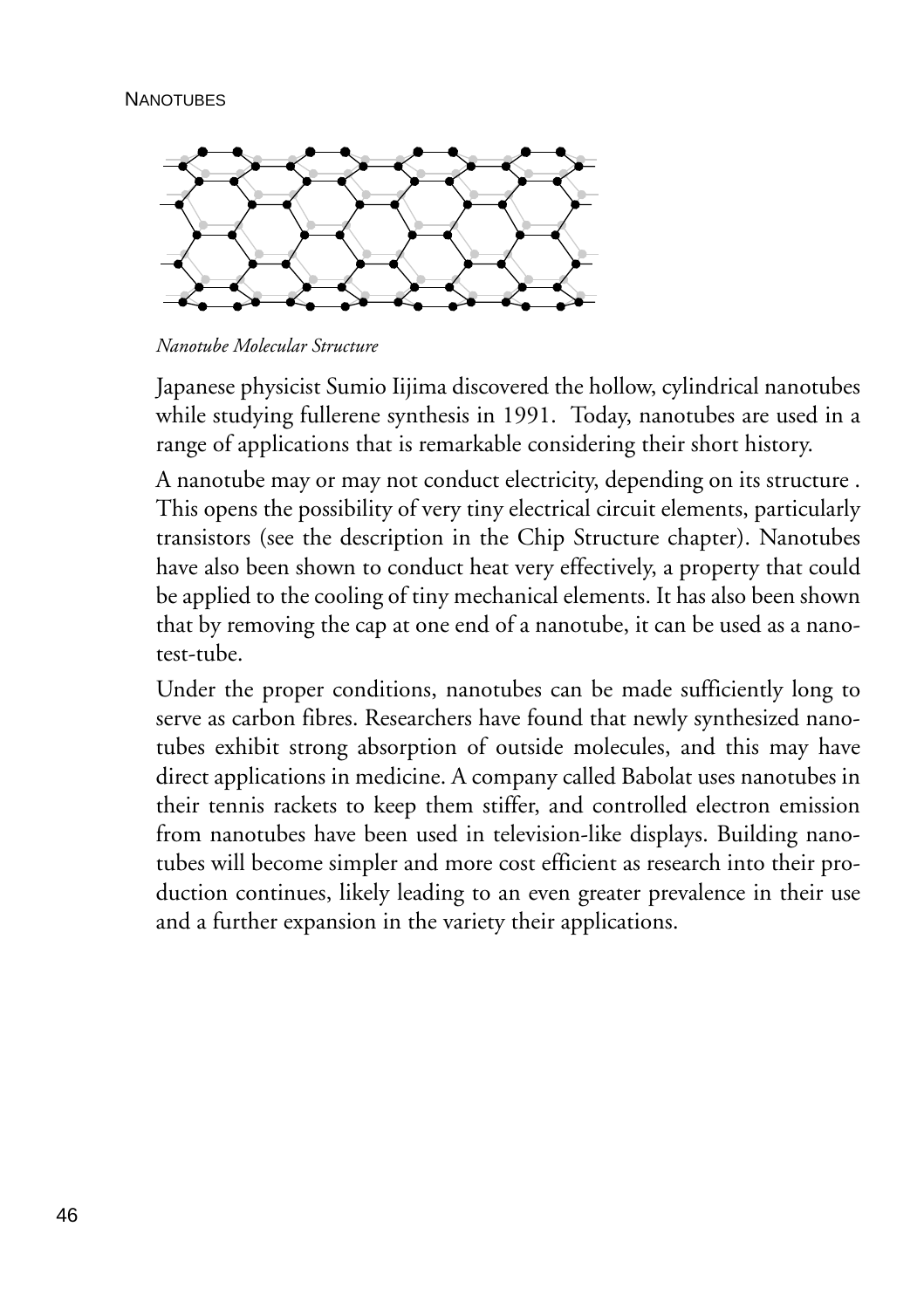*Nanotube Molecular Structure*

Japanese physicist Sumio Iijima discovered the hollow, cylindrical nanotubes while studying fullerene synthesis in 1991. Today, nanotubes are used in a range of applications that is remarkable considering their short history.

A nanotube may or may not conduct electricity, depending on its structure . This opens the possibility of very tiny electrical circuit elements, particularly transistors (see the description in the Chip Structure chapter). Nanotubes have also been shown to conduct heat very effectively, a property that could be applied to the cooling of tiny mechanical elements. It has also been shown that by removing the cap at one end of a nanotube, it can be used as a nano-test-tube.

Under the proper conditions, nanotubes can be made sufficiently long to serve as carbon fibres. Researchers have found that newly synthesized nanotubes exhibit strong absorption of outside molecules, and this may have direct applications in medicine. A company called Babolat uses nanotubes in their tennis rackets to keep them stiffer, and controlled electron emission from nanotubes have been used in television-like displays. Building nanotubes will become simpler and more cost efficient as research into their production continues, likely leading to an even greater prevalence in their use and a further expansion in the variety their applications.